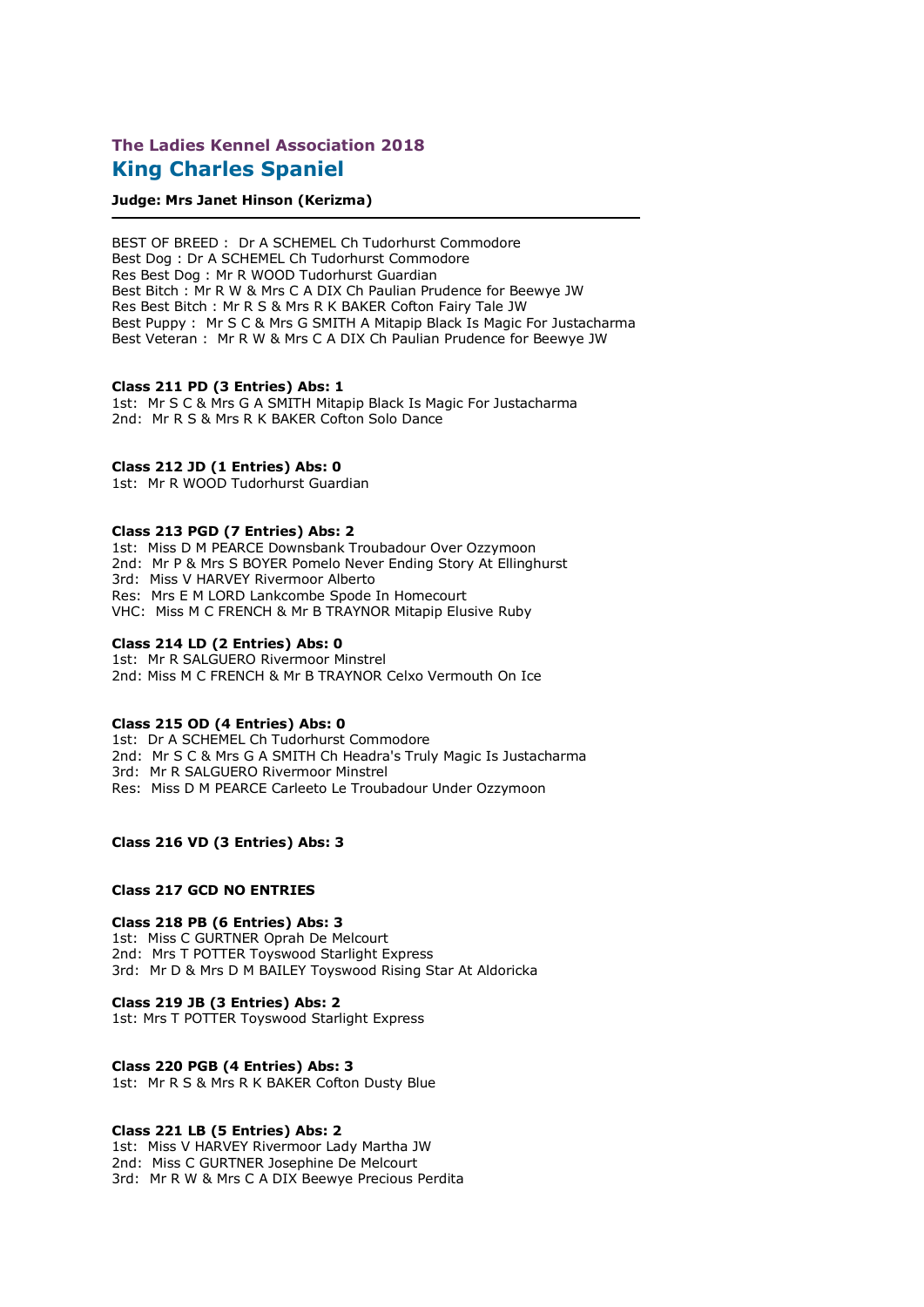### The Ladies Kennel Association 2018

## King Charles Spaniel

**Judge: Mrs Janet Hinson (Kerizma)**

---

BEST OF BREED : Dr A SCHEMEL Ch Tudorhurst Commodore
Best Dog : Dr A SCHEMEL Ch Tudorhurst Commodore
Res Best Dog : Mr R WOOD Tudorhurst Guardian
Best Bitch : Mr R W & Mrs C A DIX Ch Paulian Prudence for Beewye JW
Res Best Bitch : Mr R S & Mrs R K BAKER Cofton Fairy Tale JW
Best Puppy : Mr S C & Mrs G SMITH A Mitapip Black Is Magic For Justacharma
Best Veteran : Mr R W & Mrs C A DIX Ch Paulian Prudence for Beewye JW

**Class 211 PD (3 Entries) Abs: 1**
1st: Mr S C & Mrs G A SMITH Mitapip Black Is Magic For Justacharma
2nd: Mr R S & Mrs R K BAKER Cofton Solo Dance

**Class 212 JD (1 Entries) Abs: 0**
1st: Mr R WOOD Tudorhurst Guardian

**Class 213 PGD (7 Entries) Abs: 2**
1st: Miss D M PEARCE Downsbank Troubadour Over Ozzymoon
2nd: Mr P & Mrs S BOYER Pomelo Never Ending Story At Ellinghurst
3rd: Miss V HARVEY Rivermoor Alberto
Res: Mrs E M LORD Lankcombe Spode In Homecourt
VHC: Miss M C FRENCH & Mr B TRAYNOR Mitapip Elusive Ruby

**Class 214 LD (2 Entries) Abs: 0**
1st: Mr R SALGUERO Rivermoor Minstrel
2nd: Miss M C FRENCH & Mr B TRAYNOR Celxo Vermouth On Ice

**Class 215 OD (4 Entries) Abs: 0**
1st: Dr A SCHEMEL Ch Tudorhurst Commodore
2nd: Mr S C & Mrs G A SMITH Ch Headra's Truly Magic Is Justacharma
3rd: Mr R SALGUERO Rivermoor Minstrel
Res: Miss D M PEARCE Carleeto Le Troubadour Under Ozzymoon

**Class 216 VD (3 Entries) Abs: 3**

**Class 217 GCD NO ENTRIES**

**Class 218 PB (6 Entries) Abs: 3**
1st: Miss C GURTNER Oprah De Melcourt
2nd: Mrs T POTTER Toyswood Starlight Express
3rd: Mr D & Mrs D M BAILEY Toyswood Rising Star At Aldoricka

**Class 219 JB (3 Entries) Abs: 2**
1st: Mrs T POTTER Toyswood Starlight Express

**Class 220 PGB (4 Entries) Abs: 3**
1st: Mr R S & Mrs R K BAKER Cofton Dusty Blue

**Class 221 LB (5 Entries) Abs: 2**
1st: Miss V HARVEY Rivermoor Lady Martha JW
2nd: Miss C GURTNER Josephine De Melcourt
3rd: Mr R W & Mrs C A DIX Beewye Precious Perdita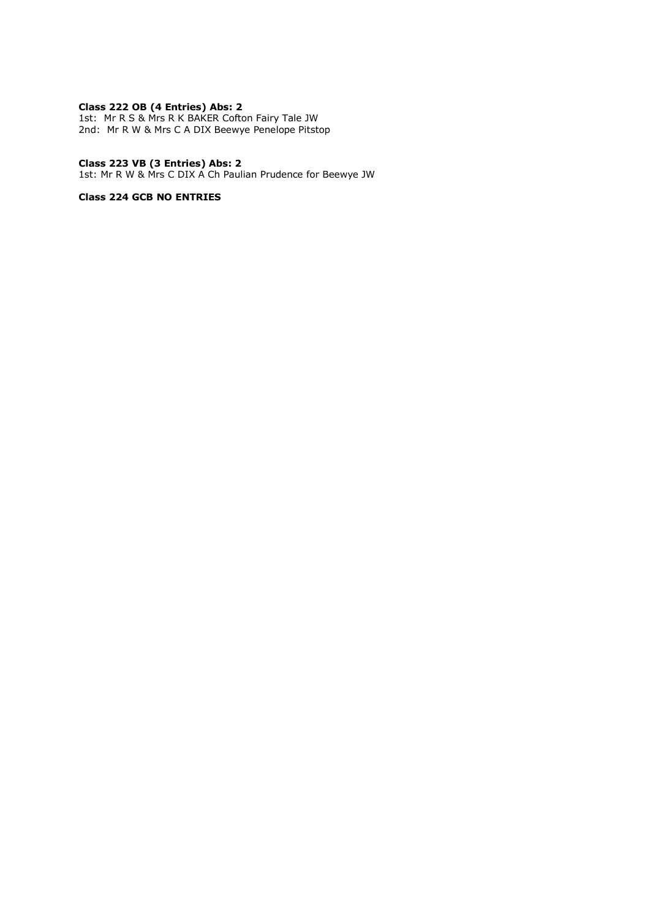**Class 222 OB (4 Entries) Abs: 2**
1st: Mr R S & Mrs R K BAKER Cofton Fairy Tale JW
2nd: Mr R W & Mrs C A DIX Beewye Penelope Pitstop

**Class 223 VB (3 Entries) Abs: 2**
1st: Mr R W & Mrs C DIX A Ch Paulian Prudence for Beewye JW

**Class 224 GCB NO ENTRIES**